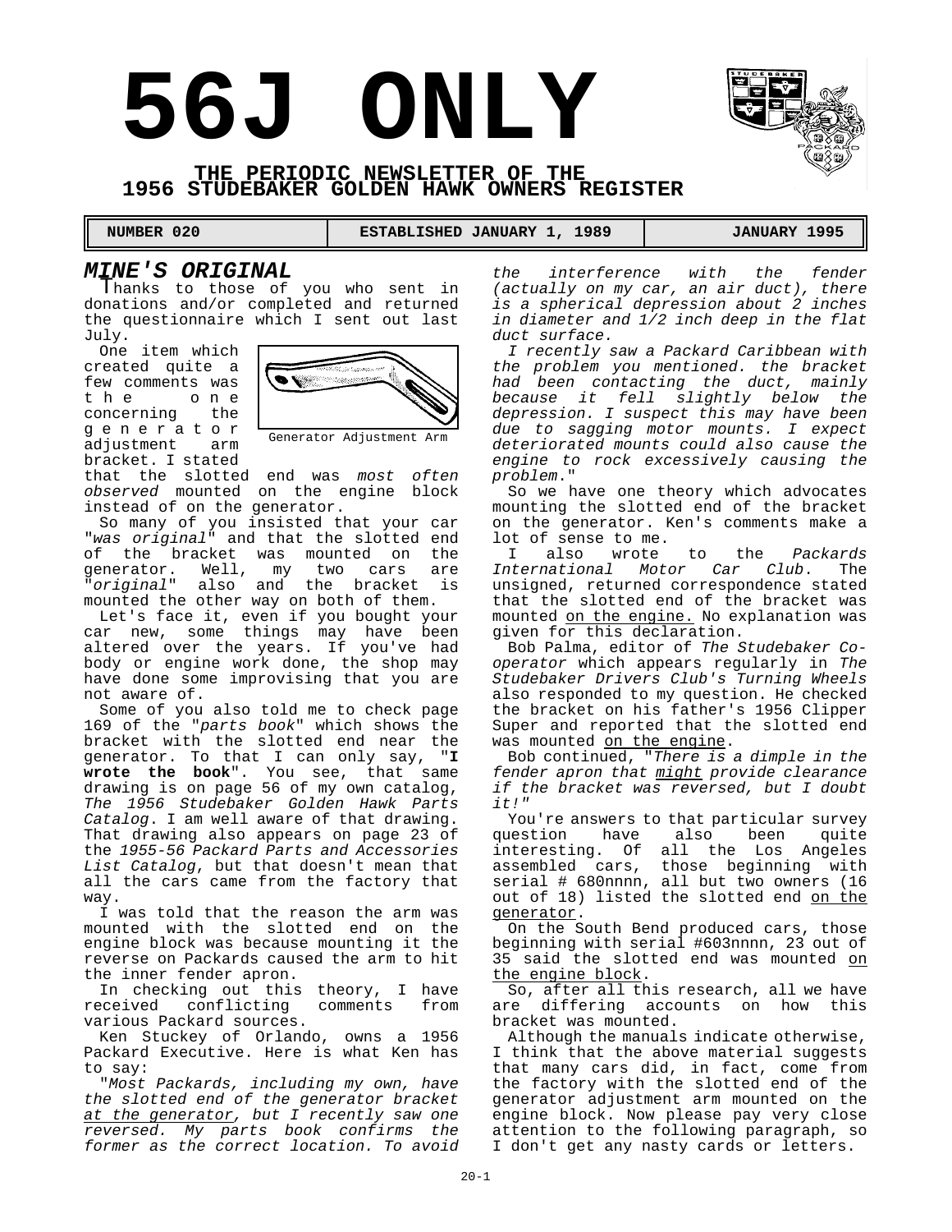# 56J ONLY

## THE PERIODIC NEWSLETTER OF THE 1956 STUDEBAKER GOLDEN HAWK OWNERS REGISTER

| NUMBER 020 | ESTABLISHED JANUARY 1, 1989 | JANUARY 1995 |
|---|---|---|

## *MINE'S ORIGINAL*

Thanks to those of you who sent in donations and/or completed and returned the questionnaire which I sent out last July.

One item which created quite a few comments was the one concerning the generator adjustment arm bracket. I stated that the slotted end was *most often observed* mounted on the engine block instead of on the generator.

Generator Adjustment Arm

So many of you insisted that your car "*was original*" and that the slotted end of the bracket was mounted on the generator. Well, my two cars are "*original*" also and the bracket is mounted the other way on both of them.

Let's face it, even if you bought your car new, some things may have been altered over the years. If you've had body or engine work done, the shop may have done some improvising that you are not aware of.

Some of you also told me to check page 169 of the "*parts book*" which shows the bracket with the slotted end near the generator. To that I can only say, "**I wrote the book**". You see, that same drawing is on page 56 of my own catalog, *The 1956 Studebaker Golden Hawk Parts Catalog*. I am well aware of that drawing. That drawing also appears on page 23 of the *1955-56 Packard Parts and Accessories List Catalog*, but that doesn't mean that all the cars came from the factory that way.

I was told that the reason the arm was mounted with the slotted end on the engine block was because mounting it the reverse on Packards caused the arm to hit the inner fender apron.

In checking out this theory, I have received conflicting comments from various Packard sources.

Ken Stuckey of Orlando, owns a 1956 Packard Executive. Here is what Ken has to say:

"*Most Packards, including my own, have the slotted end of the generator bracket at the generator, but I recently saw one reversed. My parts book confirms the former as the correct location. To avoid the interference with the fender (actually on my car, an air duct), there is a spherical depression about 2 inches in diameter and 1/2 inch deep in the flat duct surface.*

*I recently saw a Packard Caribbean with the problem you mentioned. the bracket had been contacting the duct, mainly because it fell slightly below the depression. I suspect this may have been due to sagging motor mounts. I expect deteriorated mounts could also cause the engine to rock excessively causing the problem.*"

So we have one theory which advocates mounting the slotted end of the bracket on the generator. Ken's comments make a lot of sense to me.

I also wrote to the *Packards International Motor Car Club*. The unsigned, returned correspondence stated that the slotted end of the bracket was mounted on the engine. No explanation was given for this declaration.

Bob Palma, editor of *The Studebaker Co-operator* which appears regularly in *The Studebaker Drivers Club's Turning Wheels* also responded to my question. He checked the bracket on his father's 1956 Clipper Super and reported that the slotted end was mounted on the engine.

Bob continued, "*There is a dimple in the fender apron that might provide clearance if the bracket was reversed, but I doubt it!*"

You're answers to that particular survey question have also been quite interesting. Of all the Los Angeles assembled cars, those beginning with serial # 680nnnn, all but two owners (16 out of 18) listed the slotted end on the generator.

On the South Bend produced cars, those beginning with serial #603nnnn, 23 out of 35 said the slotted end was mounted on the engine block.

So, after all this research, all we have are differing accounts on how this bracket was mounted.

Although the manuals indicate otherwise, I think that the above material suggests that many cars did, in fact, come from the factory with the slotted end of the generator adjustment arm mounted on the engine block. Now please pay very close attention to the following paragraph, so I don't get any nasty cards or letters.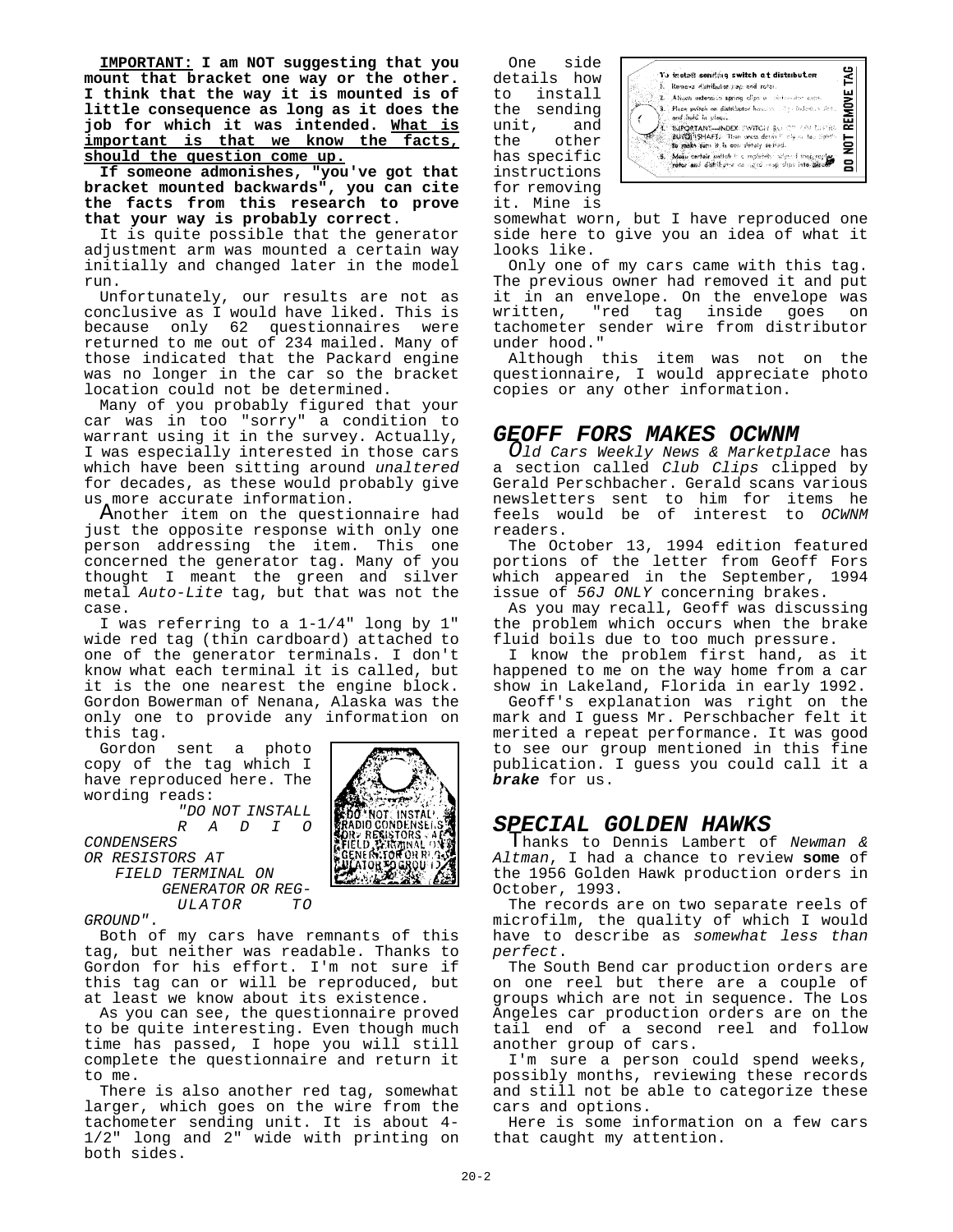**IMPORTANT: I am NOT suggesting that you mount that bracket one way or the other. I think that the way it is mounted is of little consequence as long as it does the job for which it was intended. What is important is that we know the facts, should the question come up.**

**If someone admonishes, "you've got that bracket mounted backwards", you can cite the facts from this research to prove that your way is probably correct.**

It is quite possible that the generator adjustment arm was mounted a certain way initially and changed later in the model run.

Unfortunately, our results are not as conclusive as I would have liked. This is because only 62 questionnaires were returned to me out of 234 mailed. Many of those indicated that the Packard engine was no longer in the car so the bracket location could not be determined.

Many of you probably figured that your car was in too "sorry" a condition to warrant using it in the survey. Actually, I was especially interested in those cars which have been sitting around *unaltered* for decades, as these would probably give us more accurate information.

Another item on the questionnaire had just the opposite response with only one person addressing the item. This one concerned the generator tag. Many of you thought I meant the green and silver metal *Auto-Lite* tag, but that was not the case.

I was referring to a 1-1/4" long by 1" wide red tag (thin cardboard) attached to one of the generator terminals. I don't know what each terminal it is called, but it is the one nearest the engine block. Gordon Bowerman of Nenana, Alaska was the only one to provide any information on this tag.

Gordon sent a photo copy of the tag which I have reproduced here. The wording reads:

*"DO NOT INSTALL RADIO CONDENSERS OR RESISTORS AT FIELD TERMINAL ON GENERATOR OR REGULATOR TO GROUND".*

Both of my cars have remnants of this tag, but neither was readable. Thanks to Gordon for his effort. I'm not sure if this tag can or will be reproduced, but at least we know about its existence.

As you can see, the questionnaire proved to be quite interesting. Even though much time has passed, I hope you will still complete the questionnaire and return it to me.

There is also another red tag, somewhat larger, which goes on the wire from the tachometer sending unit. It is about 4-1/2" long and 2" wide with printing on both sides.

One side details how to install the sending unit, and the other has specific instructions for removing it. Mine is somewhat worn, but I have reproduced one side here to give you an idea of what it looks like.

Only one of my cars came with this tag. The previous owner had removed it and put it in an envelope. On the envelope was written, "red tag inside goes on tachometer sender wire from distributor under hood."

Although this item was not on the questionnaire, I would appreciate photo copies or any other information.

## *GEOFF FORS MAKES OCWNM*

*Old Cars Weekly News & Marketplace* has a section called *Club Clips* clipped by Gerald Perschbacher. Gerald scans various newsletters sent to him for items he feels would be of interest to *OCWNM* readers.

The October 13, 1994 edition featured portions of the letter from Geoff Fors which appeared in the September, 1994 issue of *56J ONLY* concerning brakes.

As you may recall, Geoff was discussing the problem which occurs when the brake fluid boils due to too much pressure.

I know the problem first hand, as it happened to me on the way home from a car show in Lakeland, Florida in early 1992.

Geoff's explanation was right on the mark and I guess Mr. Perschbacher felt it merited a repeat performance. It was good to see our group mentioned in this fine publication. I guess you could call it a ***brake*** for us.

## *SPECIAL GOLDEN HAWKS*

Thanks to Dennis Lambert of *Newman & Altman*, I had a chance to review **some** of the 1956 Golden Hawk production orders in October, 1993.

The records are on two separate reels of microfilm, the quality of which I would have to describe as *somewhat less than perfect*.

The South Bend car production orders are on one reel but there are a couple of groups which are not in sequence. The Los Angeles car production orders are on the tail end of a second reel and follow another group of cars.

I'm sure a person could spend weeks, possibly months, reviewing these records and still not be able to categorize these cars and options.

Here is some information on a few cars that caught my attention.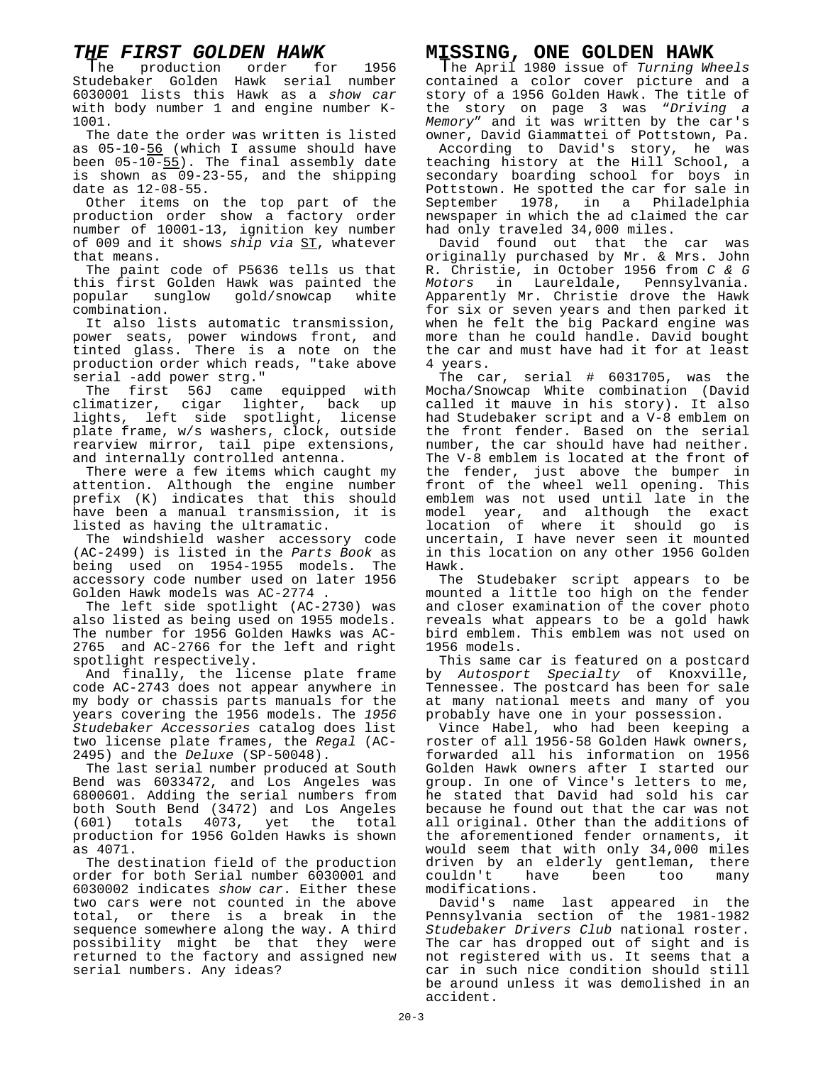# *THE FIRST GOLDEN HAWK*

The production order for 1956 Studebaker Golden Hawk serial number 6030001 lists this Hawk as a *show car* with body number 1 and engine number K-1001.

The date the order was written is listed as 05-10-56 (which I assume should have been 05-10-55). The final assembly date is shown as 09-23-55, and the shipping date as 12-08-55.

Other items on the top part of the production order show a factory order number of 10001-13, ignition key number of 009 and it shows *ship via* ST, whatever that means.

The paint code of P5636 tells us that this first Golden Hawk was painted the popular sunglow gold/snowcap white combination.

It also lists automatic transmission, power seats, power windows front, and tinted glass. There is a note on the production order which reads, "take above serial -add power strg."

The first 56J came equipped with climatizer, cigar lighter, back up lights, left side spotlight, license plate frame, w/s washers, clock, outside rearview mirror, tail pipe extensions, and internally controlled antenna.

There were a few items which caught my attention. Although the engine number prefix (K) indicates that this should have been a manual transmission, it is listed as having the ultramatic.

The windshield washer accessory code (AC-2499) is listed in the *Parts Book* as being used on 1954-1955 models. The accessory code number used on later 1956 Golden Hawk models was AC-2774 .

The left side spotlight (AC-2730) was also listed as being used on 1955 models. The number for 1956 Golden Hawks was AC-2765 and AC-2766 for the left and right spotlight respectively.

And finally, the license plate frame code AC-2743 does not appear anywhere in my body or chassis parts manuals for the years covering the 1956 models. The *1956 Studebaker Accessories* catalog does list two license plate frames, the *Regal* (AC-2495) and the *Deluxe* (SP-50048).

The last serial number produced at South Bend was 6033472, and Los Angeles was 6800601. Adding the serial numbers from both South Bend (3472) and Los Angeles (601) totals 4073, yet the total production for 1956 Golden Hawks is shown as 4071.

The destination field of the production order for both Serial number 6030001 and 6030002 indicates *show car*. Either these two cars were not counted in the above total, or there is a break in the sequence somewhere along the way. A third possibility might be that they were returned to the factory and assigned new serial numbers. Any ideas?

# MISSING, ONE GOLDEN HAWK

The April 1980 issue of *Turning Wheels* contained a color cover picture and a story of a 1956 Golden Hawk. The title of the story on page 3 was "*Driving a Memory*" and it was written by the car's owner, David Giammattei of Pottstown, Pa.

According to David's story, he was teaching history at the Hill School, a secondary boarding school for boys in Pottstown. He spotted the car for sale in September 1978, in a Philadelphia newspaper in which the ad claimed the car had only traveled 34,000 miles.

David found out that the car was originally purchased by Mr. & Mrs. John R. Christie, in October 1956 from *C & G Motors* in Laureldale, Pennsylvania. Apparently Mr. Christie drove the Hawk for six or seven years and then parked it when he felt the big Packard engine was more than he could handle. David bought the car and must have had it for at least 4 years.

The car, serial # 6031705, was the Mocha/Snowcap White combination (David called it mauve in his story). It also had Studebaker script and a V-8 emblem on the front fender. Based on the serial number, the car should have had neither. The V-8 emblem is located at the front of the fender, just above the bumper in front of the wheel well opening. This emblem was not used until late in the model year, and although the exact location of where it should go is uncertain, I have never seen it mounted in this location on any other 1956 Golden Hawk.

The Studebaker script appears to be mounted a little too high on the fender and closer examination of the cover photo reveals what appears to be a gold hawk bird emblem. This emblem was not used on 1956 models.

This same car is featured on a postcard by *Autosport Specialty* of Knoxville, Tennessee. The postcard has been for sale at many national meets and many of you probably have one in your possession.

Vince Habel, who had been keeping a roster of all 1956-58 Golden Hawk owners, forwarded all his information on 1956 Golden Hawk owners after I started our group. In one of Vince's letters to me, he stated that David had sold his car because he found out that the car was not all original. Other than the additions of the aforementioned fender ornaments, it would seem that with only 34,000 miles driven by an elderly gentleman, there couldn't have been too many modifications.

David's name last appeared in the Pennsylvania section of the 1981-1982 *Studebaker Drivers Club* national roster. The car has dropped out of sight and is not registered with us. It seems that a car in such nice condition should still be around unless it was demolished in an accident.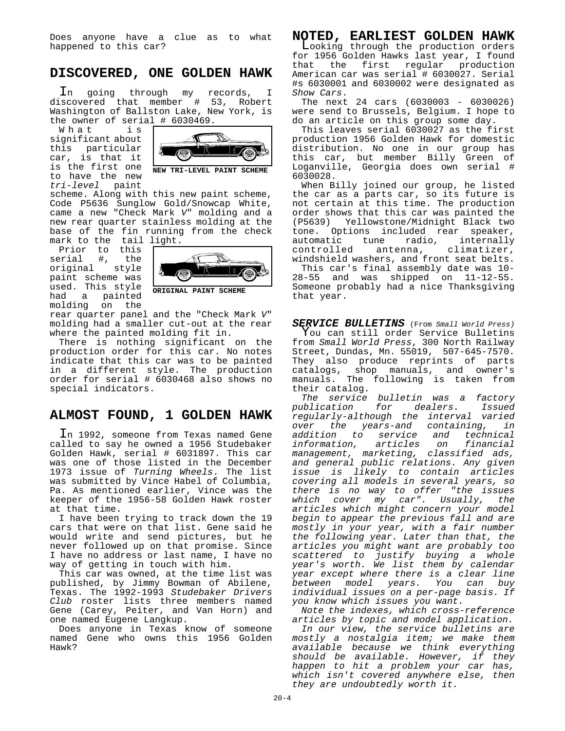Does anyone have a clue as to what happened to this car?

## DISCOVERED, ONE GOLDEN HAWK

In going through my records, I discovered that member # 53, Robert Washington of Ballston Lake, New York, is the owner of serial # 6030469.

What is significant about this particular car, is that it is the first one to have the new *tri-level* paint scheme. Along with this new paint scheme, Code P5636 Sunglow Gold/Snowcap White, came a new "Check Mark *V*" molding and a new rear quarter stainless molding at the base of the fin running from the check mark to the tail light.

**NEW TRI-LEVEL PAINT SCHEME**

Prior to this serial #, the original style paint scheme was used. This style had a painted molding on the rear quarter panel and the "Check Mark *V*" molding had a smaller cut-out at the rear where the painted molding fit in.

**ORIGINAL PAINT SCHEME**

There is nothing significant on the production order for this car. No notes indicate that this car was to be painted in a different style. The production order for serial # 6030468 also shows no special indicators.

## ALMOST FOUND, 1 GOLDEN HAWK

In 1992, someone from Texas named Gene called to say he owned a 1956 Studebaker Golden Hawk, serial # 6031897. This car was one of those listed in the December 1973 issue of *Turning Wheels*. The list was submitted by Vince Habel of Columbia, Pa. As mentioned earlier, Vince was the keeper of the 1956-58 Golden Hawk roster at that time.

I have been trying to track down the 19 cars that were on that list. Gene said he would write and send pictures, but he never followed up on that promise. Since I have no address or last name, I have no way of getting in touch with him.

This car was owned, at the time list was published, by Jimmy Bowman of Abilene, Texas. The 1992-1993 *Studebaker Drivers Club* roster lists three members named Gene (Carey, Peiter, and Van Horn) and one named Eugene Langkup.

Does anyone in Texas know of someone named Gene who owns this 1956 Golden Hawk?

## NOTED, EARLIEST GOLDEN HAWK

Looking through the production orders for 1956 Golden Hawks last year, I found that the first regular production American car was serial # 6030027. Serial #s 6030001 and 6030002 were designated as *Show Cars*.

The next 24 cars (6030003 - 6030026) were send to Brussels, Belgium. I hope to do an article on this group some day.

This leaves serial 6030027 as the first production 1956 Golden Hawk for domestic distribution. No one in our group has this car, but member Billy Green of Loganville, Georgia does own serial # 6030028.

When Billy joined our group, he listed the car as a parts car, so its future is not certain at this time. The production order shows that this car was painted the (P5639) Yellowstone/Midnight Black two tone. Options included rear speaker, automatic tune radio, internally controlled antenna, climatizer, windshield washers, and front seat belts.

This car's final assembly date was 10-28-55 and was shipped on 11-12-55. Someone probably had a nice Thanksgiving that year.

## *SERVICE BULLETINS* (From *Small World Press)*

You can still order Service Bulletins from *Small World Press*, 300 North Railway Street, Dundas, Mn. 55019, 507-645-7570. They also produce reprints of parts catalogs, shop manuals, and owner's manuals. The following is taken from their catalog.

*The service bulletin was a factory publication for dealers. Issued regularly-although the interval varied over the years-and containing, in addition to service and technical information, articles on financial management, marketing, classified ads, and general public relations. Any given issue is likely to contain articles covering all models in several years, so there is no way to offer "the issues which cover my car". Usually, the articles which might concern your model begin to appear the previous fall and are mostly in your year, with a fair number the following year. Later than that, the articles you might want are probably too scattered to justify buying a whole year's worth. We list them by calendar year except where there is a clear line between model years. You can buy individual issues on a per-page basis. If you know which issues you want.*

*Note the indexes, which cross-reference articles by topic and model application.*

*In our view, the service bulletins are mostly a nostalgia item; we make them available because we think everything should be available. However, if they happen to hit a problem your car has, which isn't covered anywhere else, then they are undoubtedly worth it.*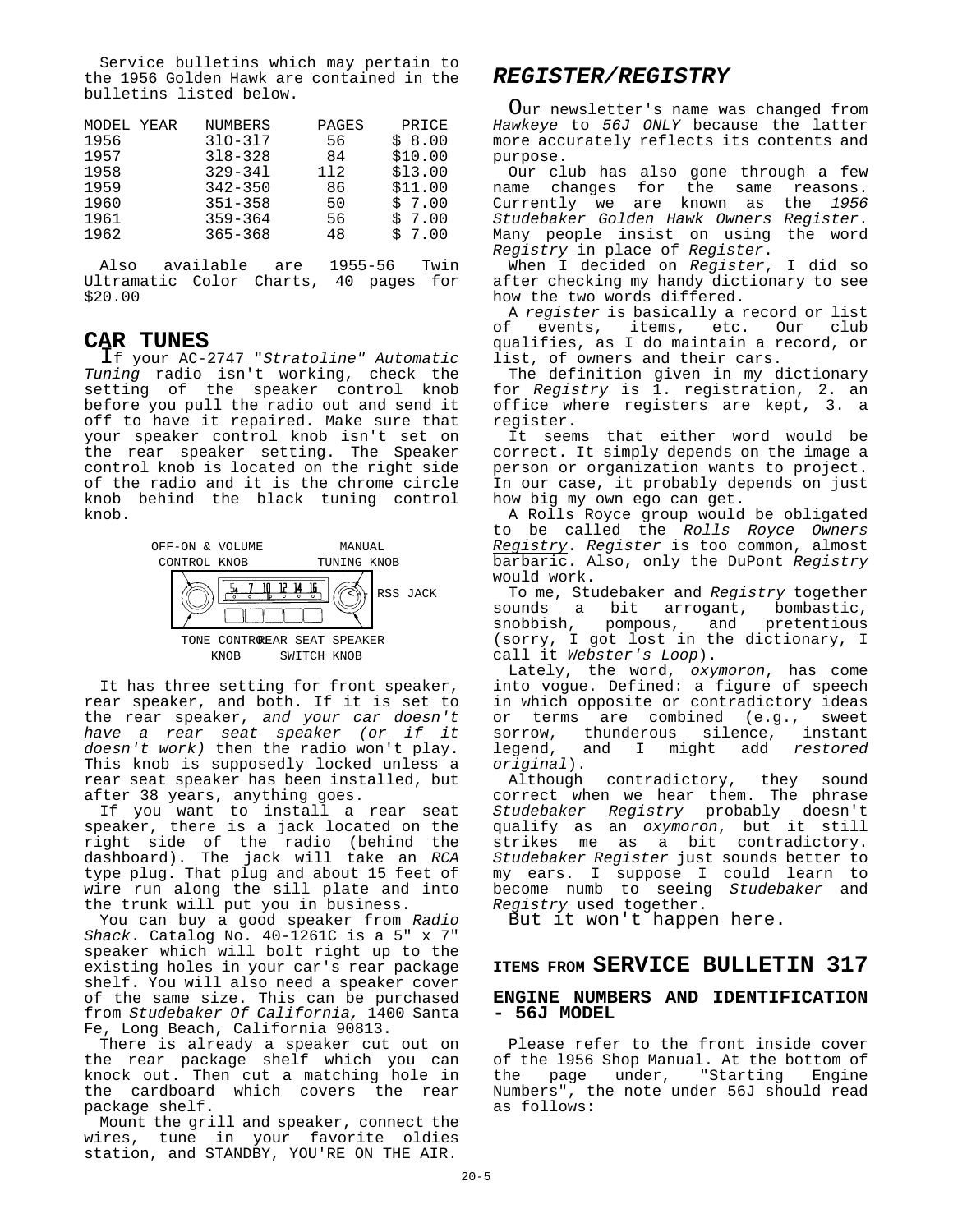Service bulletins which may pertain to the 1956 Golden Hawk are contained in the bulletins listed below.

| MODEL YEAR | NUMBERS | PAGES | PRICE |
|---|---|---|---|
| 1956 | 310-317 | 56 | $ 8.00 |
| 1957 | 318-328 | 84 | $10.00 |
| 1958 | 329-341 | 112 | $13.00 |
| 1959 | 342-350 | 86 | $11.00 |
| 1960 | 351-358 | 50 | $ 7.00 |
| 1961 | 359-364 | 56 | $ 7.00 |
| 1962 | 365-368 | 48 | $ 7.00 |

Also available are 1955-56 Twin Ultramatic Color Charts, 40 pages for $20.00

## CAR TUNES

If your AC-2747 "*Stratoline" Automatic Tuning* radio isn't working, check the setting of the speaker control knob before you pull the radio out and send it off to have it repaired. Make sure that your speaker control knob isn't set on the rear speaker setting. The Speaker control knob is located on the right side of the radio and it is the chrome circle knob behind the black tuning control knob.

OFF-ON & VOLUME CONTROL KNOB — MANUAL TUNING KNOB — RSS JACK — TONE CONTROL KNOB — REAR SEAT SPEAKER SWITCH KNOB

It has three setting for front speaker, rear speaker, and both. If it is set to the rear speaker, *and your car doesn't have a rear seat speaker (or if it doesn't work)* then the radio won't play. This knob is supposedly locked unless a rear seat speaker has been installed, but after 38 years, anything goes.

If you want to install a rear seat speaker, there is a jack located on the right side of the radio (behind the dashboard). The jack will take an *RCA* type plug. That plug and about 15 feet of wire run along the sill plate and into the trunk will put you in business.

You can buy a good speaker from *Radio Shack*. Catalog No. 40-1261C is a 5" x 7" speaker which will bolt right up to the existing holes in your car's rear package shelf. You will also need a speaker cover of the same size. This can be purchased from *Studebaker Of California,* 1400 Santa Fe, Long Beach, California 90813.

There is already a speaker cut out on the rear package shelf which you can knock out. Then cut a matching hole in the cardboard which covers the rear package shelf.

Mount the grill and speaker, connect the wires, tune in your favorite oldies station, and STANDBY, YOU'RE ON THE AIR.

## *REGISTER/REGISTRY*

Our newsletter's name was changed from *Hawkeye* to *56J ONLY* because the latter more accurately reflects its contents and purpose.

Our club has also gone through a few name changes for the same reasons. Currently we are known as the *1956 Studebaker Golden Hawk Owners Register*. Many people insist on using the word *Registry* in place of *Register*.

When I decided on *Register*, I did so after checking my handy dictionary to see how the two words differed.

A *register* is basically a record or list of events, items, etc. Our club qualifies, as I do maintain a record, or list, of owners and their cars.

The definition given in my dictionary for *Registry* is 1. registration, 2. an office where registers are kept, 3. a register.

It seems that either word would be correct. It simply depends on the image a person or organization wants to project. In our case, it probably depends on just how big my own ego can get.

A Rolls Royce group would be obligated to be called the *Rolls Royce Owners Registry*. *Register* is too common, almost barbaric. Also, only the DuPont *Registry* would work.

To me, Studebaker and *Registry* together sounds a bit arrogant, bombastic, snobbish, pompous, and pretentious (sorry, I got lost in the dictionary, I call it *Webster's Loop*).

Lately, the word, *oxymoron*, has come into vogue. Defined: a figure of speech in which opposite or contradictory ideas or terms are combined (e.g., sweet sorrow, thunderous silence, instant legend, and I might add *restored original*).

Although contradictory, they sound correct when we hear them. The phrase *Studebaker Registry* probably doesn't qualify as an *oxymoron*, but it still strikes me as a bit contradictory. *Studebaker Register* just sounds better to my ears. I suppose I could learn to become numb to seeing *Studebaker* and *Registry* used together.

But it won't happen here.

## ITEMS FROM SERVICE BULLETIN 317

### ENGINE NUMBERS AND IDENTIFICATION - 56J MODEL

Please refer to the front inside cover of the 1956 Shop Manual. At the bottom of the page under, "Starting Engine Numbers", the note under 56J should read as follows: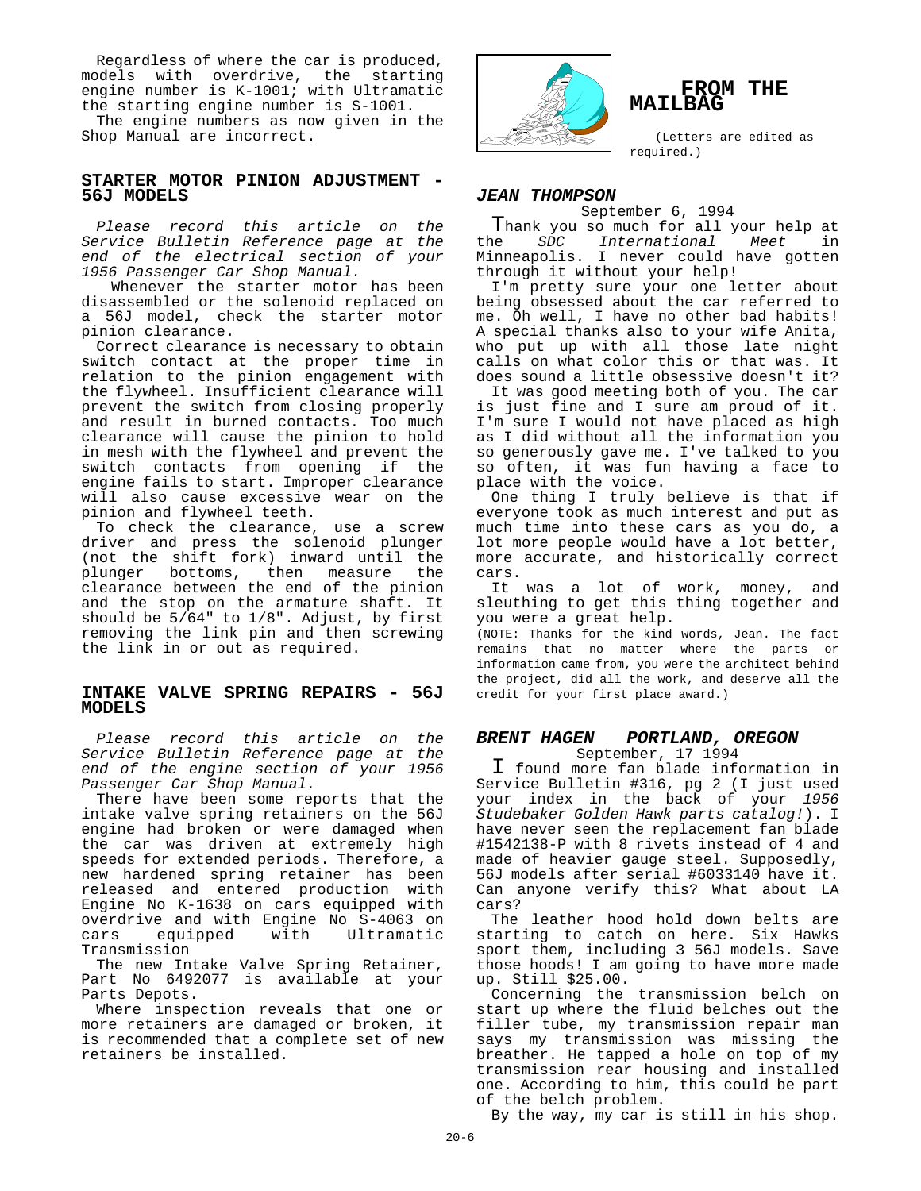Regardless of where the car is produced, models with overdrive, the starting engine number is K-1001; with Ultramatic the starting engine number is S-1001.

The engine numbers as now given in the Shop Manual are incorrect.

## STARTER MOTOR PINION ADJUSTMENT - 56J MODELS

*Please record this article on the Service Bulletin Reference page at the end of the electrical section of your 1956 Passenger Car Shop Manual.*

Whenever the starter motor has been disassembled or the solenoid replaced on a 56J model, check the starter motor pinion clearance.

Correct clearance is necessary to obtain switch contact at the proper time in relation to the pinion engagement with the flywheel. Insufficient clearance will prevent the switch from closing properly and result in burned contacts. Too much clearance will cause the pinion to hold in mesh with the flywheel and prevent the switch contacts from opening if the engine fails to start. Improper clearance will also cause excessive wear on the pinion and flywheel teeth.

To check the clearance, use a screw driver and press the solenoid plunger (not the shift fork) inward until the plunger bottoms, then measure the clearance between the end of the pinion and the stop on the armature shaft. It should be 5/64" to 1/8". Adjust, by first removing the link pin and then screwing the link in or out as required.

## INTAKE VALVE SPRING REPAIRS - 56J MODELS

*Please record this article on the Service Bulletin Reference page at the end of the engine section of your 1956 Passenger Car Shop Manual.*

There have been some reports that the intake valve spring retainers on the 56J engine had broken or were damaged when the car was driven at extremely high speeds for extended periods. Therefore, a new hardened spring retainer has been released and entered production with Engine No K-1638 on cars equipped with overdrive and with Engine No S-4063 on cars equipped with Ultramatic Transmission

The new Intake Valve Spring Retainer, Part No 6492077 is available at your Parts Depots.

Where inspection reveals that one or more retainers are damaged or broken, it is recommended that a complete set of new retainers be installed.

# FROM THE MAILBAG

(Letters are edited as required.)

### *JEAN THOMPSON*

September 6, 1994

Thank you so much for all your help at the *SDC International Meet* in Minneapolis. I never could have gotten through it without your help!

I'm pretty sure your one letter about being obsessed about the car referred to me. Oh well, I have no other bad habits! A special thanks also to your wife Anita, who put up with all those late night calls on what color this or that was. It does sound a little obsessive doesn't it?

It was good meeting both of you. The car is just fine and I sure am proud of it. I'm sure I would not have placed as high as I did without all the information you so generously gave me. I've talked to you so often, it was fun having a face to place with the voice.

One thing I truly believe is that if everyone took as much interest and put as much time into these cars as you do, a lot more people would have a lot better, more accurate, and historically correct cars.

It was a lot of work, money, and sleuthing to get this thing together and you were a great help.

(NOTE: Thanks for the kind words, Jean. The fact remains that no matter where the parts or information came from, you were the architect behind the project, did all the work, and deserve all the credit for your first place award.)

### *BRENT HAGEN PORTLAND, OREGON*

September, 17 1994

I found more fan blade information in Service Bulletin #316, pg 2 (I just used your index in the back of your *1956 Studebaker Golden Hawk parts catalog!*). I have never seen the replacement fan blade #1542138-P with 8 rivets instead of 4 and made of heavier gauge steel. Supposedly, 56J models after serial #6033140 have it. Can anyone verify this? What about LA cars?

The leather hood hold down belts are starting to catch on here. Six Hawks sport them, including 3 56J models. Save those hoods! I am going to have more made up. Still $25.00.

Concerning the transmission belch on start up where the fluid belches out the filler tube, my transmission repair man says my transmission was missing the breather. He tapped a hole on top of my transmission rear housing and installed one. According to him, this could be part of the belch problem.

By the way, my car is still in his shop.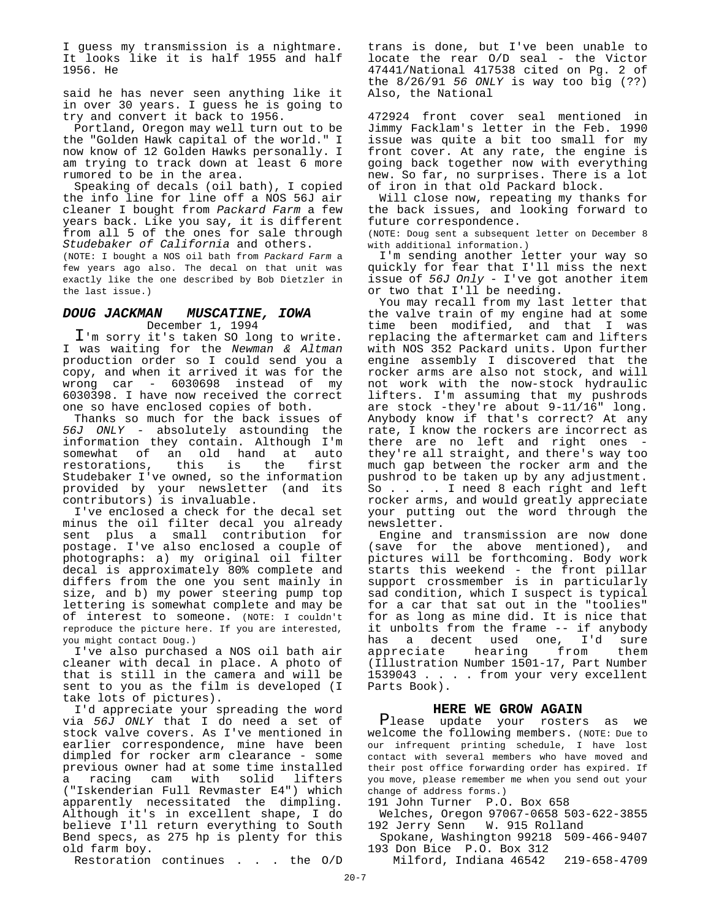I guess my transmission is a nightmare. It looks like it is half 1955 and half 1956. He

said he has never seen anything like it in over 30 years. I guess he is going to try and convert it back to 1956.

Portland, Oregon may well turn out to be the "Golden Hawk capital of the world." I now know of 12 Golden Hawks personally. I am trying to track down at least 6 more rumored to be in the area.

Speaking of decals (oil bath), I copied the info line for line off a NOS 56J air cleaner I bought from *Packard Farm* a few years back. Like you say, it is different from all 5 of the ones for sale through *Studebaker of California* and others.

(NOTE: I bought a NOS oil bath from *Packard Farm* a few years ago also. The decal on that unit was exactly like the one described by Bob Dietzler in the last issue.)

### *DOUG JACKMAN MUSCATINE, IOWA*

December 1, 1994

I'm sorry it's taken SO long to write. I was waiting for the *Newman & Altman* production order so I could send you a copy, and when it arrived it was for the wrong car - 6030698 instead of my 6030398. I have now received the correct one so have enclosed copies of both.

Thanks so much for the back issues of *56J ONLY* - absolutely astounding the information they contain. Although I'm somewhat of an old hand at auto restorations, this is the first Studebaker I've owned, so the information provided by your newsletter (and its contributors) is invaluable.

I've enclosed a check for the decal set minus the oil filter decal you already sent plus a small contribution for postage. I've also enclosed a couple of photographs: a) my original oil filter decal is approximately 80% complete and differs from the one you sent mainly in size, and b) my power steering pump top lettering is somewhat complete and may be of interest to someone. (NOTE: I couldn't reproduce the picture here. If you are interested, you might contact Doug.)

I've also purchased a NOS oil bath air cleaner with decal in place. A photo of that is still in the camera and will be sent to you as the film is developed (I take lots of pictures).

I'd appreciate your spreading the word via *56J ONLY* that I do need a set of stock valve covers. As I've mentioned in earlier correspondence, mine have been dimpled for rocker arm clearance - some previous owner had at some time installed a racing cam with solid lifters ("Iskenderian Full Revmaster E4") which apparently necessitated the dimpling. Although it's in excellent shape, I do believe I'll return everything to South Bend specs, as 275 hp is plenty for this old farm boy.

Restoration continues . . . the O/D trans is done, but I've been unable to locate the rear O/D seal - the Victor 47441/National 417538 cited on Pg. 2 of the 8/26/91 *56 ONLY* is way too big (??) Also, the National

472924 front cover seal mentioned in Jimmy Facklam's letter in the Feb. 1990 issue was quite a bit too small for my front cover. At any rate, the engine is going back together now with everything new. So far, no surprises. There is a lot of iron in that old Packard block.

Will close now, repeating my thanks for the back issues, and looking forward to future correspondence.

(NOTE: Doug sent a subsequent letter on December 8 with additional information.)

I'm sending another letter your way so quickly for fear that I'll miss the next issue of *56J Only* - I've got another item or two that I'll be needing.

You may recall from my last letter that the valve train of my engine had at some time been modified, and that I was replacing the aftermarket cam and lifters with NOS 352 Packard units. Upon further engine assembly I discovered that the rocker arms are also not stock, and will not work with the now-stock hydraulic lifters. I'm assuming that my pushrods are stock -they're about 9-11/16" long. Anybody know if that's correct? At any rate, I know the rockers are incorrect as there are no left and right ones - they're all straight, and there's way too much gap between the rocker arm and the pushrod to be taken up by any adjustment. So . . . . I need 8 each right and left rocker arms, and would greatly appreciate your putting out the word through the newsletter.

Engine and transmission are now done (save for the above mentioned), and pictures will be forthcoming. Body work starts this weekend - the front pillar support crossmember is in particularly sad condition, which I suspect is typical for a car that sat out in the "toolies" for as long as mine did. It is nice that it unbolts from the frame -- if anybody has a decent used one, I'd sure appreciate hearing from them (Illustration Number 1501-17, Part Number 1539043 . . . . from your very excellent Parts Book).

## HERE WE GROW AGAIN

Please update your rosters as we welcome the following members. (NOTE: Due to our infrequent printing schedule, I have lost contact with several members who have moved and their post office forwarding order has expired. If you move, please remember me when you send out your change of address forms.)

191 John Turner P.O. Box 658
Welches, Oregon 97067-0658 503-622-3855

192 Jerry Senn W. 915 Rolland
Spokane, Washington 99218 509-466-9407

193 Don Bice P.O. Box 312
Milford, Indiana 46542 219-658-4709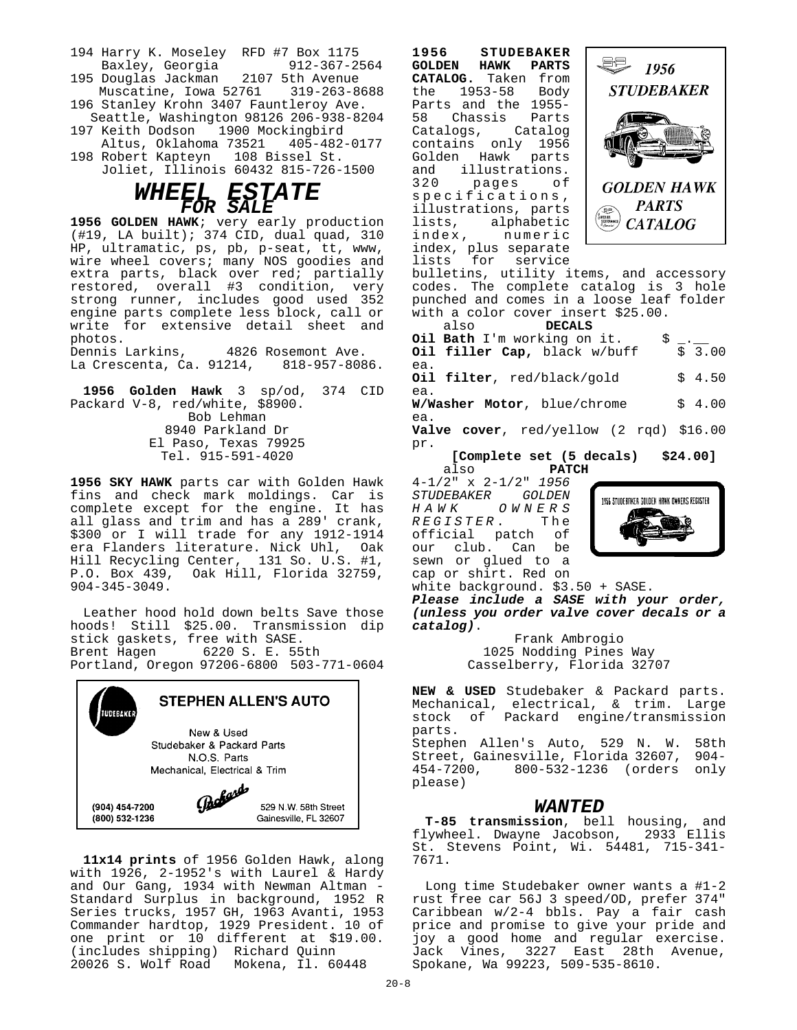194 Harry K. Moseley RFD #7 Box 1175 Baxley, Georgia 912-367-2564

195 Douglas Jackman 2107 5th Avenue Muscatine, Iowa 52761 319-263-8688

196 Stanley Krohn 3407 Fauntleroy Ave. Seattle, Washington 98126 206-938-8204

197 Keith Dodson 1900 Mockingbird Altus, Oklahoma 73521 405-482-0177

198 Robert Kapteyn 108 Bissel St. Joliet, Illinois 60432 815-726-1500

# *WHEEL ESTATE*
## *FOR SALE*

**1956 GOLDEN HAWK**; very early production (#19, LA built); 374 CID, dual quad, 310 HP, ultramatic, ps, pb, p-seat, tt, www, wire wheel covers; many NOS goodies and extra parts, black over red; partially restored, overall #3 condition, very strong runner, includes good used 352 engine parts complete less block, call or write for extensive detail sheet and photos.
Dennis Larkins, 4826 Rosemont Ave. La Crescenta, Ca. 91214, 818-957-8086.

**1956 Golden Hawk** 3 sp/od, 374 CID Packard V-8, red/white, $8900.
Bob Lehman
8940 Parkland Dr
El Paso, Texas 79925
Tel. 915-591-4020

**1956 SKY HAWK** parts car with Golden Hawk fins and check mark moldings. Car is complete except for the engine. It has all glass and trim and has a 289' crank, $300 or I will trade for any 1912-1914 era Flanders literature. Nick Uhl, Oak Hill Recycling Center, 131 So. U.S. #1, P.O. Box 439, Oak Hill, Florida 32759, 904-345-3049.

Leather hood hold down belts Save those hoods! Still $25.00. Transmission dip stick gaskets, free with SASE.
Brent Hagen 6220 S. E. 55th
Portland, Oregon 97206-6800 503-771-0604

**STEPHEN ALLEN'S AUTO**
New & Used
Studebaker & Packard Parts
N.O.S. Parts
Mechanical, Electrical & Trim
(904) 454-7200
(800) 532-1236
529 N.W. 58th Street
Gainesville, FL 32607

**11x14 prints** of 1956 Golden Hawk, along with 1926, 2-1952's with Laurel & Hardy and Our Gang, 1934 with Newman Altman - Standard Surplus in background, 1952 R Series trucks, 1957 GH, 1963 Avanti, 1953 Commander hardtop, 1929 President. 10 of one print or 10 different at $19.00. (includes shipping) Richard Quinn
20026 S. Wolf Road Mokena, Il. 60448

**1956 STUDEBAKER GOLDEN HAWK PARTS CATALOG.** Taken from the 1953-58 Body Parts and the 1955-58 Chassis Parts Catalogs, Catalog contains only 1956 Golden Hawk parts and illustrations. 320 pages of specifications, illustrations, parts lists, alphabetic index, numeric index, plus separate lists for service bulletins, utility items, and accessory codes. The complete catalog is 3 hole punched and comes in a loose leaf folder with a color cover insert $25.00.

*1956 STUDEBAKER GOLDEN HAWK PARTS CATALOG*

also **DECALS**

**Oil Bath** I'm working on it. $ _.__
**Oil filler Cap**, black w/buff $ 3.00 ea.
**Oil filter**, red/black/gold $ 4.50 ea.
**W/Washer Motor**, blue/chrome $ 4.00 ea.
**Valve cover**, red/yellow (2 rqd) $16.00 pr.
**[Complete set (5 decals) $24.00]**

also **PATCH**

4-1/2" x 2-1/2" *1956 STUDEBAKER GOLDEN HAWK OWNERS REGISTER*. The official patch of our club. Can be sewn or glued to a cap or shirt. Red on white background. $3.50 + SASE.

1956 STUDEBAKER GOLDEN HAWK OWNERS REGISTER

***Please include a SASE with your order, (unless you order valve cover decals or a catalog)***.

Frank Ambrogio
1025 Nodding Pines Way
Casselberry, Florida 32707

**NEW & USED** Studebaker & Packard parts. Mechanical, electrical, & trim. Large stock of Packard engine/transmission parts.
Stephen Allen's Auto, 529 N. W. 58th Street, Gainesville, Florida 32607, 904-454-7200, 800-532-1236 (orders only please)

## *WANTED*

**T-85 transmission**, bell housing, and flywheel. Dwayne Jacobson, 2933 Ellis St. Stevens Point, Wi. 54481, 715-341-7671.

Long time Studebaker owner wants a #1-2 rust free car 56J 3 speed/OD, prefer 374" Caribbean w/2-4 bbls. Pay a fair cash price and promise to give your pride and joy a good home and regular exercise. Jack Vines, 3227 East 28th Avenue, Spokane, Wa 99223, 509-535-8610.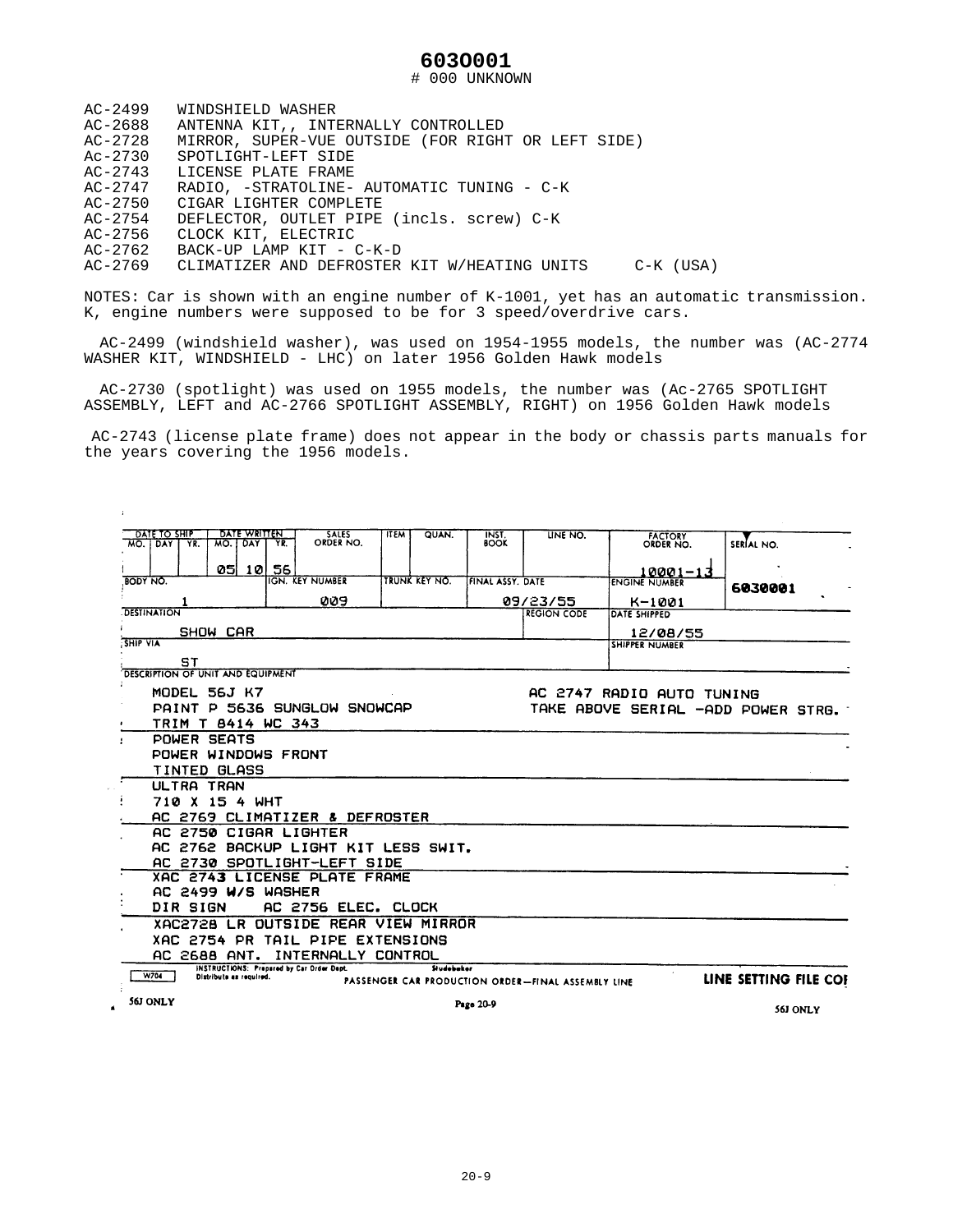# 6030001

\# 000 UNKNOWN

| | |
|---|---|
| AC-2499 | WINDSHIELD WASHER |
| AC-2688 | ANTENNA KIT,, INTERNALLY CONTROLLED |
| AC-2728 | MIRROR, SUPER-VUE OUTSIDE (FOR RIGHT OR LEFT SIDE) |
| Ac-2730 | SPOTLIGHT-LEFT SIDE |
| AC-2743 | LICENSE PLATE FRAME |
| AC-2747 | RADIO, -STRATOLINE- AUTOMATIC TUNING - C-K |
| AC-2750 | CIGAR LIGHTER COMPLETE |
| AC-2754 | DEFLECTOR, OUTLET PIPE (incls. screw) C-K |
| AC-2756 | CLOCK KIT, ELECTRIC |
| AC-2762 | BACK-UP LAMP KIT - C-K-D |
| AC-2769 | CLIMATIZER AND DEFROSTER KIT W/HEATING UNITS C-K (USA) |

NOTES: Car is shown with an engine number of K-1001, yet has an automatic transmission. K, engine numbers were supposed to be for 3 speed/overdrive cars.

AC-2499 (windshield washer), was used on 1954-1955 models, the number was (AC-2774 WASHER KIT, WINDSHIELD - LHC) on later 1956 Golden Hawk models

AC-2730 (spotlight) was used on 1955 models, the number was (Ac-2765 SPOTLIGHT ASSEMBLY, LEFT and AC-2766 SPOTLIGHT ASSEMBLY, RIGHT) on 1956 Golden Hawk models

AC-2743 (license plate frame) does not appear in the body or chassis parts manuals for the years covering the 1956 models.

| DATE TO SHIP (MO. DAY YR.) | DATE WRITTEN (MO. DAY YR.) | SALES ORDER NO. | ITEM | QUAN. | INST. BOOK | LINE NO. | FACTORY ORDER NO. | SERIAL NO. |
|---|---|---|---|---|---|---|---|---|
| | 05 10 56 | | | | | | 10001-13 | 6030001 |

| BODY NO. | IGN. KEY NUMBER | TRUNK KEY NO. | FINAL ASSY. DATE | ENGINE NUMBER |
|---|---|---|---|---|
| 1 | 009 | | 09/23/55 | K-1001 |

| DESTINATION | REGION CODE | DATE SHIPPED |
|---|---|---|
| SHOW CAR | | 12/08/55 |

| SHIP VIA | SHIPPER NUMBER |
|---|---|
| ST | |

DESCRIPTION OF UNIT AND EQUIPMENT

MODEL 56J K7
PAINT P 5636 SUNGLOW SNOWCAP
TRIM T 8414 WC 343
POWER SEATS
POWER WINDOWS FRONT
TINTED GLASS
ULTRA TRAN
710 X 15 4 WHT
AC 2769 CLIMATIZER & DEFROSTER
AC 2750 CIGAR LIGHTER
AC 2762 BACKUP LIGHT KIT LESS SWIT.
AC 2730 SPOTLIGHT-LEFT SIDE
XAC 2743 LICENSE PLATE FRAME
AC 2499 W/S WASHER
DIR SIGN AC 2756 ELEC. CLOCK
XAC2728 LR OUTSIDE REAR VIEW MIRROR
XAC 2754 PR TAIL PIPE EXTENSIONS
AC 2688 ANT. INTERNALLY CONTROL

AC 2747 RADIO AUTO TUNING
TAKE ABOVE SERIAL -ADD POWER STRG.

W704 INSTRUCTIONS: Prepared by Car Order Dept. Distribute as required.
Studebaker PASSENGER CAR PRODUCTION ORDER—FINAL ASSEMBLY LINE
LINE SETTING FILE COI

56J ONLY Page 20-9 56J ONLY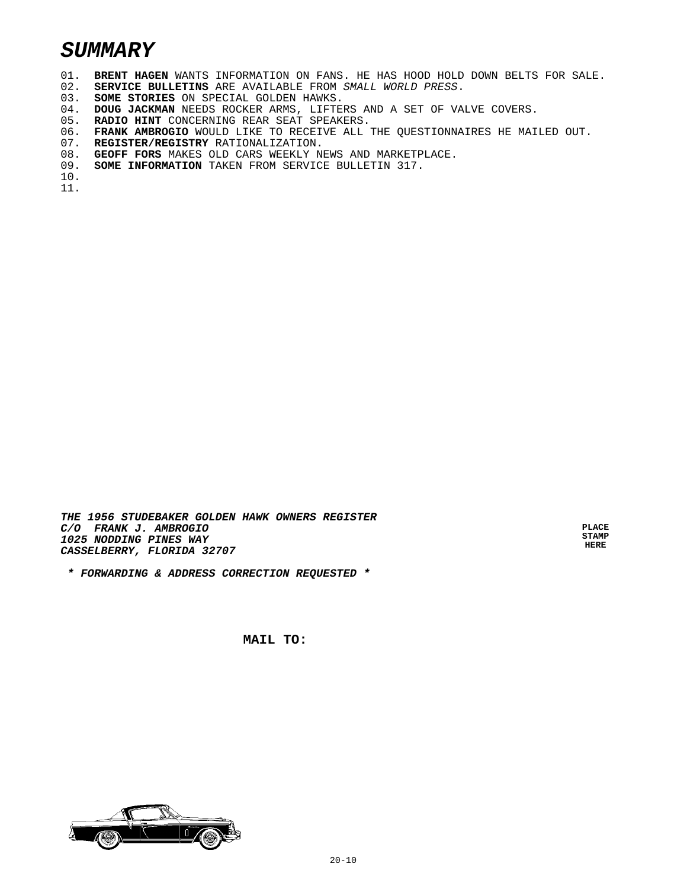# *SUMMARY*

01. **BRENT HAGEN** WANTS INFORMATION ON FANS. HE HAS HOOD HOLD DOWN BELTS FOR SALE.
02. **SERVICE BULLETINS** ARE AVAILABLE FROM *SMALL WORLD PRESS*.
03. **SOME STORIES** ON SPECIAL GOLDEN HAWKS.
04. **DOUG JACKMAN** NEEDS ROCKER ARMS, LIFTERS AND A SET OF VALVE COVERS.
05. **RADIO HINT** CONCERNING REAR SEAT SPEAKERS.
06. **FRANK AMBROGIO** WOULD LIKE TO RECEIVE ALL THE QUESTIONNAIRES HE MAILED OUT.
07. **REGISTER/REGISTRY** RATIONALIZATION.
08. **GEOFF FORS** MAKES OLD CARS WEEKLY NEWS AND MARKETPLACE.
09. **SOME INFORMATION** TAKEN FROM SERVICE BULLETIN 317.
10.
11.

***THE 1956 STUDEBAKER GOLDEN HAWK OWNERS REGISTER***
***C/O FRANK J. AMBROGIO***
***1025 NODDING PINES WAY***
***CASSELBERRY, FLORIDA 32707***

**PLACE STAMP HERE**

***\* FORWARDING & ADDRESS CORRECTION REQUESTED \****

**MAIL TO:**